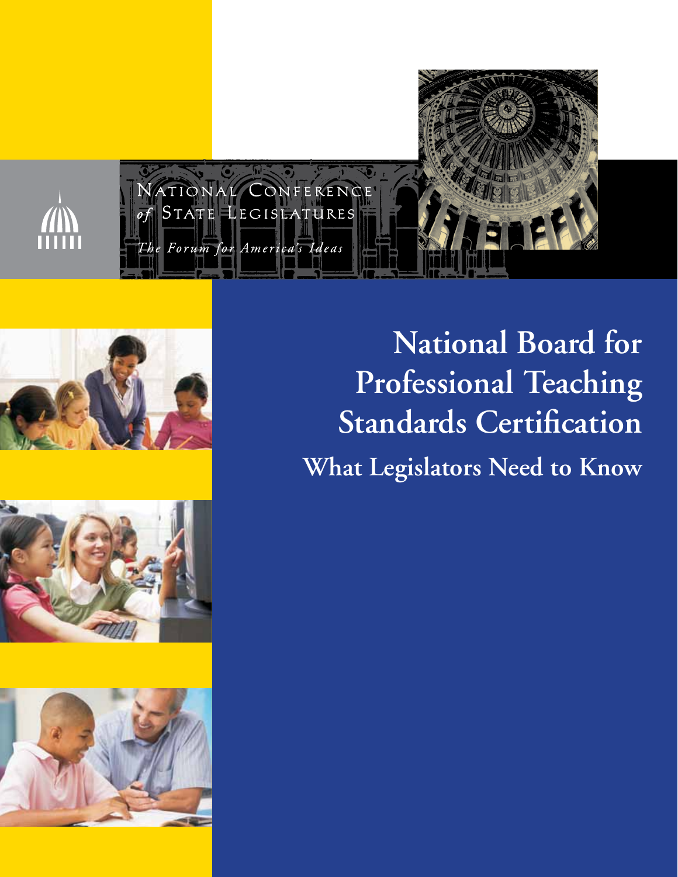National Conference of State Legislatures

*The Forum for America's Ideas*

# National Board for Professional Teaching Standards Certification

## What Legislators Need to Know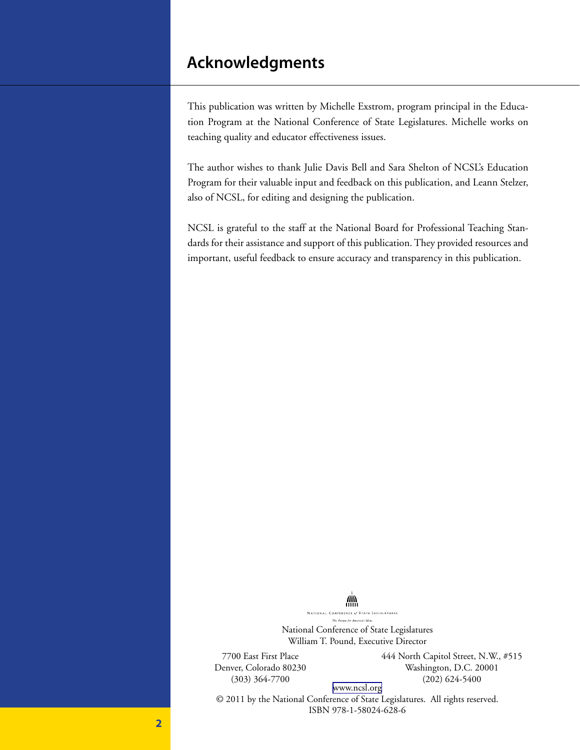# Acknowledgments

This publication was written by Michelle Exstrom, program principal in the Education Program at the National Conference of State Legislatures. Michelle works on teaching quality and educator effectiveness issues.

The author wishes to thank Julie Davis Bell and Sara Shelton of NCSL's Education Program for their valuable input and feedback on this publication, and Leann Stelzer, also of NCSL, for editing and designing the publication.

NCSL is grateful to the staff at the National Board for Professional Teaching Standards for their assistance and support of this publication. They provided resources and important, useful feedback to ensure accuracy and transparency in this publication.

National Conference of State Legislatures
The Forum for America's Ideas

National Conference of State Legislatures
William T. Pound, Executive Director

7700 East First Place
Denver, Colorado 80230
(303) 364-7700

444 North Capitol Street, N.W., #515
Washington, D.C. 20001
(202) 624-5400

www.ncsl.org

© 2011 by the National Conference of State Legislatures. All rights reserved.
ISBN 978-1-58024-628-6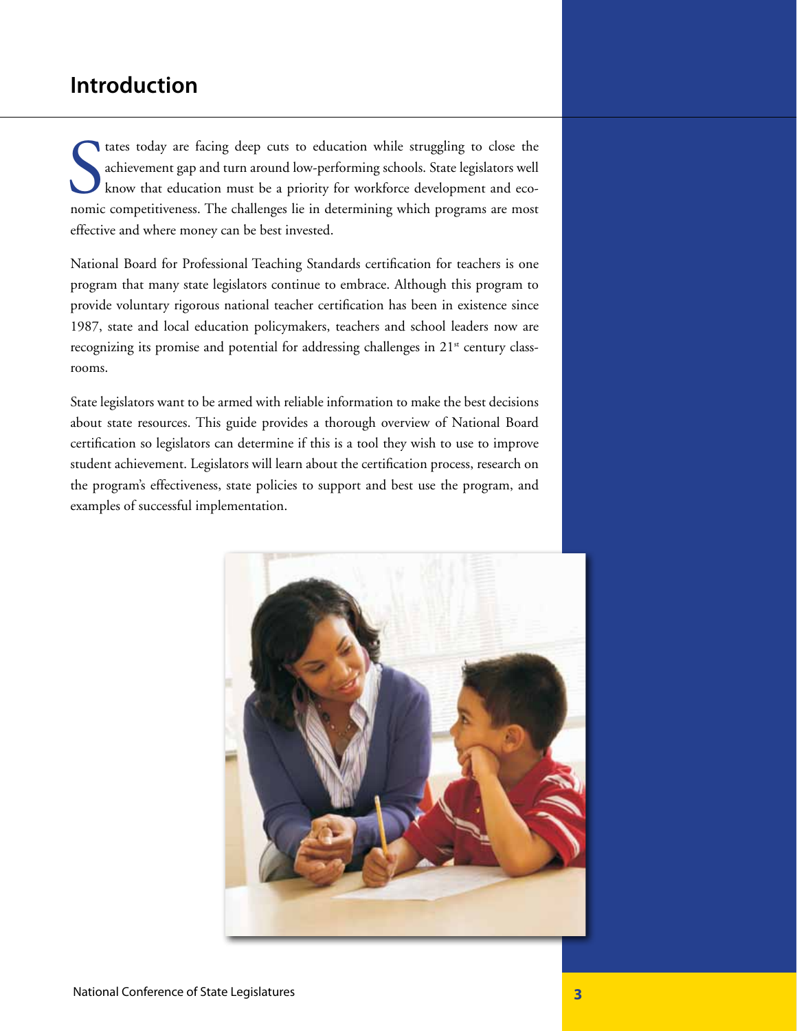# Introduction

States today are facing deep cuts to education while struggling to close the achievement gap and turn around low-performing schools. State legislators well know that education must be a priority for workforce development and economic competitiveness. The challenges lie in determining which programs are most effective and where money can be best invested.

National Board for Professional Teaching Standards certification for teachers is one program that many state legislators continue to embrace. Although this program to provide voluntary rigorous national teacher certification has been in existence since 1987, state and local education policymakers, teachers and school leaders now are recognizing its promise and potential for addressing challenges in 21st century classrooms.

State legislators want to be armed with reliable information to make the best decisions about state resources. This guide provides a thorough overview of National Board certification so legislators can determine if this is a tool they wish to use to improve student achievement. Legislators will learn about the certification process, research on the program's effectiveness, state policies to support and best use the program, and examples of successful implementation.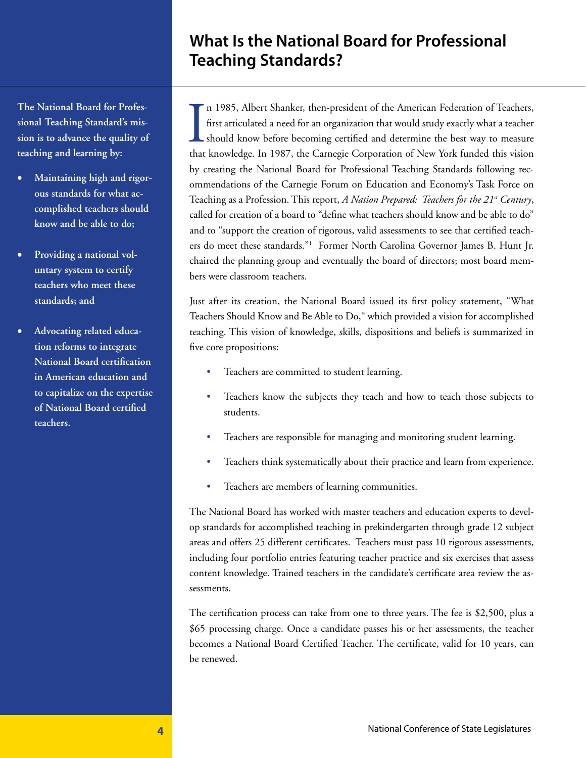# What Is the National Board for Professional Teaching Standards?

**The National Board for Professional Teaching Standard's mission is to advance the quality of teaching and learning by:**

- **Maintaining high and rigorous standards for what accomplished teachers should know and be able to do;**
- **Providing a national voluntary system to certify teachers who meet these standards; and**
- **Advocating related education reforms to integrate National Board certification in American education and to capitalize on the expertise of National Board certified teachers.**

In 1985, Albert Shanker, then-president of the American Federation of Teachers, first articulated a need for an organization that would study exactly what a teacher should know before becoming certified and determine the best way to measure that knowledge. In 1987, the Carnegie Corporation of New York funded this vision by creating the National Board for Professional Teaching Standards following recommendations of the Carnegie Forum on Education and Economy's Task Force on Teaching as a Profession. This report, *A Nation Prepared: Teachers for the 21st Century*, called for creation of a board to "define what teachers should know and be able to do" and to "support the creation of rigorous, valid assessments to see that certified teachers do meet these standards."[1] Former North Carolina Governor James B. Hunt Jr. chaired the planning group and eventually the board of directors; most board members were classroom teachers.

Just after its creation, the National Board issued its first policy statement, "What Teachers Should Know and Be Able to Do," which provided a vision for accomplished teaching. This vision of knowledge, skills, dispositions and beliefs is summarized in five core propositions:

- Teachers are committed to student learning.
- Teachers know the subjects they teach and how to teach those subjects to students.
- Teachers are responsible for managing and monitoring student learning.
- Teachers think systematically about their practice and learn from experience.
- Teachers are members of learning communities.

The National Board has worked with master teachers and education experts to develop standards for accomplished teaching in prekindergarten through grade 12 subject areas and offers 25 different certificates. Teachers must pass 10 rigorous assessments, including four portfolio entries featuring teacher practice and six exercises that assess content knowledge. Trained teachers in the candidate's certificate area review the assessments.

The certification process can take from one to three years. The fee is $2,500, plus a $65 processing charge. Once a candidate passes his or her assessments, the teacher becomes a National Board Certified Teacher. The certificate, valid for 10 years, can be renewed.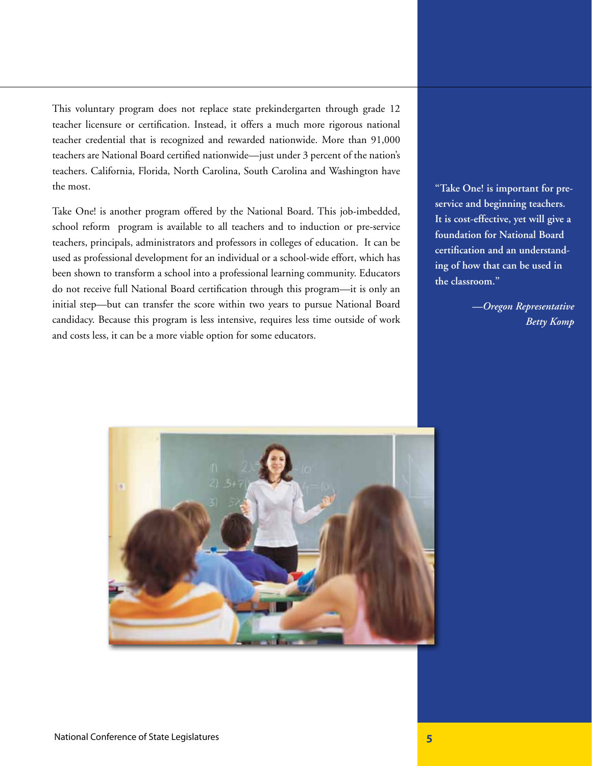This voluntary program does not replace state prekindergarten through grade 12 teacher licensure or certification. Instead, it offers a much more rigorous national teacher credential that is recognized and rewarded nationwide. More than 91,000 teachers are National Board certified nationwide—just under 3 percent of the nation's teachers. California, Florida, North Carolina, South Carolina and Washington have the most.

Take One! is another program offered by the National Board. This job-imbedded, school reform program is available to all teachers and to induction or pre-service teachers, principals, administrators and professors in colleges of education. It can be used as professional development for an individual or a school-wide effort, which has been shown to transform a school into a professional learning community. Educators do not receive full National Board certification through this program—it is only an initial step—but can transfer the score within two years to pursue National Board candidacy. Because this program is less intensive, requires less time outside of work and costs less, it can be a more viable option for some educators.

**"Take One! is important for pre-service and beginning teachers. It is cost-effective, yet will give a foundation for National Board certification and an understanding of how that can be used in the classroom."**

*—Oregon Representative Betty Komp*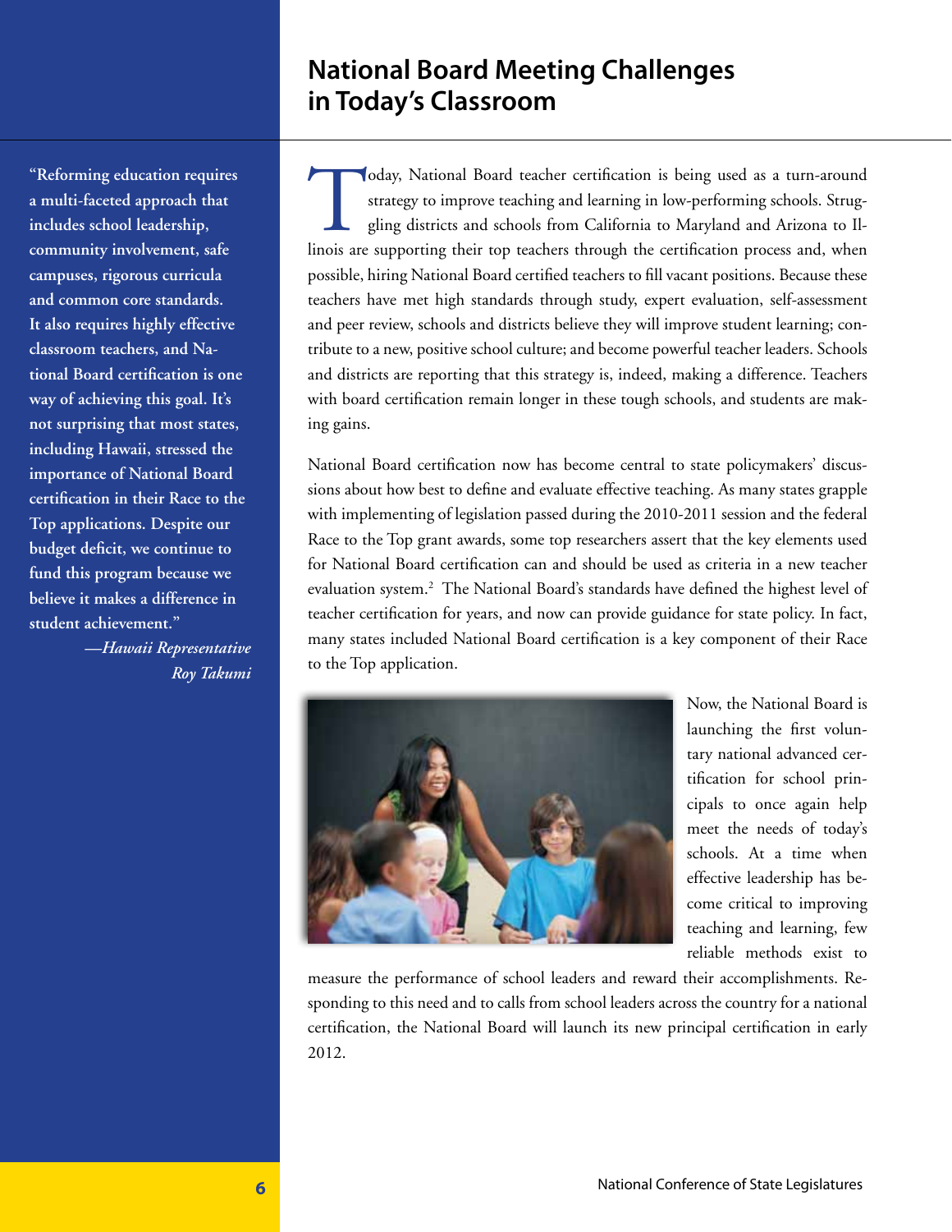# National Board Meeting Challenges in Today's Classroom

> "Reforming education requires a multi-faceted approach that includes school leadership, community involvement, safe campuses, rigorous curricula and common core standards. It also requires highly effective classroom teachers, and National Board certification is one way of achieving this goal. It's not surprising that most states, including Hawaii, stressed the importance of National Board certification in their Race to the Top applications. Despite our budget deficit, we continue to fund this program because we believe it makes a difference in student achievement."
>
> *—Hawaii Representative Roy Takumi*

Today, National Board teacher certification is being used as a turn-around strategy to improve teaching and learning in low-performing schools. Struggling districts and schools from California to Maryland and Arizona to Illinois are supporting their top teachers through the certification process and, when possible, hiring National Board certified teachers to fill vacant positions. Because these teachers have met high standards through study, expert evaluation, self-assessment and peer review, schools and districts believe they will improve student learning; contribute to a new, positive school culture; and become powerful teacher leaders. Schools and districts are reporting that this strategy is, indeed, making a difference. Teachers with board certification remain longer in these tough schools, and students are making gains.

National Board certification now has become central to state policymakers' discussions about how best to define and evaluate effective teaching. As many states grapple with implementing of legislation passed during the 2010-2011 session and the federal Race to the Top grant awards, some top researchers assert that the key elements used for National Board certification can and should be used as criteria in a new teacher evaluation system.[2] The National Board's standards have defined the highest level of teacher certification for years, and now can provide guidance for state policy. In fact, many states included National Board certification is a key component of their Race to the Top application.

Now, the National Board is launching the first voluntary national advanced certification for school principals to once again help meet the needs of today's schools. At a time when effective leadership has become critical to improving teaching and learning, few reliable methods exist to measure the performance of school leaders and reward their accomplishments. Responding to this need and to calls from school leaders across the country for a national certification, the National Board will launch its new principal certification in early 2012.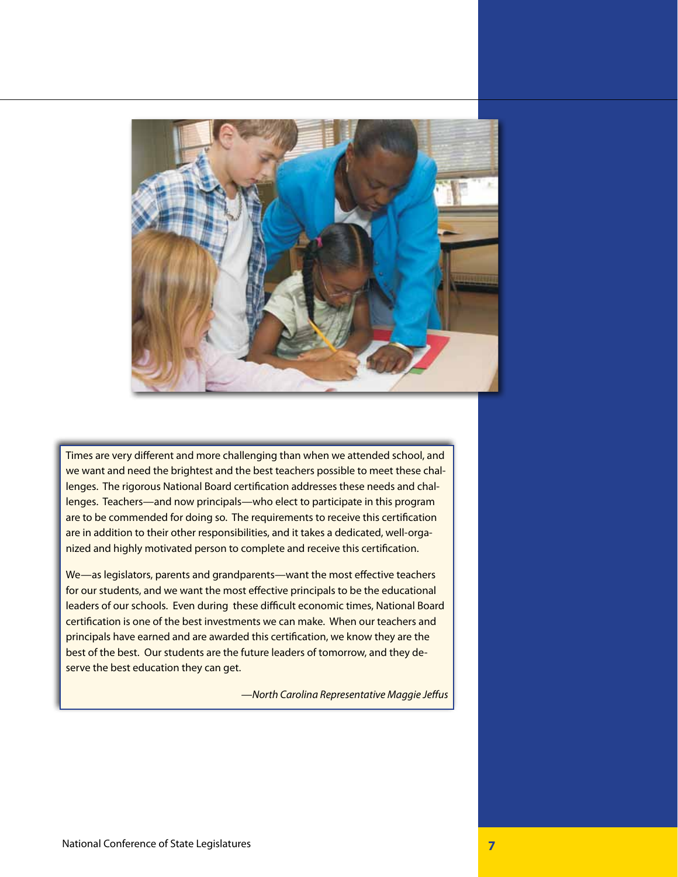Times are very different and more challenging than when we attended school, and we want and need the brightest and the best teachers possible to meet these challenges. The rigorous National Board certification addresses these needs and challenges. Teachers—and now principals—who elect to participate in this program are to be commended for doing so. The requirements to receive this certification are in addition to their other responsibilities, and it takes a dedicated, well-organized and highly motivated person to complete and receive this certification.

We—as legislators, parents and grandparents—want the most effective teachers for our students, and we want the most effective principals to be the educational leaders of our schools. Even during these difficult economic times, National Board certification is one of the best investments we can make. When our teachers and principals have earned and are awarded this certification, we know they are the best of the best. Our students are the future leaders of tomorrow, and they deserve the best education they can get.

*—North Carolina Representative Maggie Jeffus*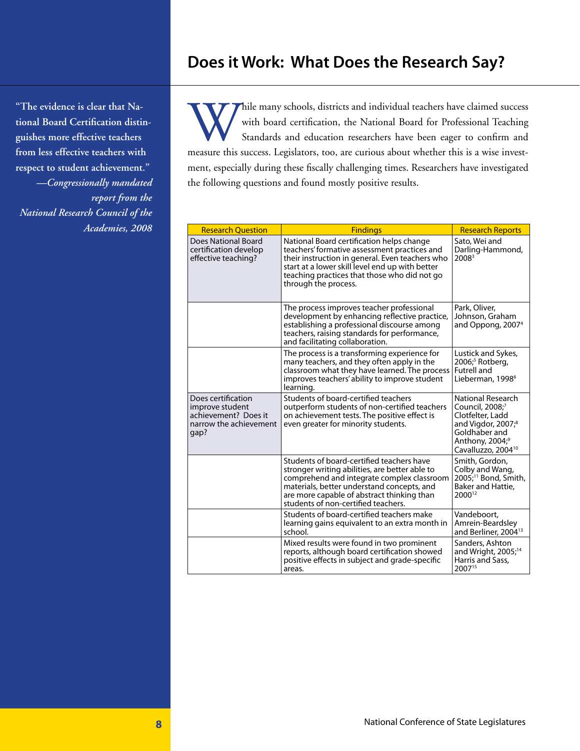## Does it Work: What Does the Research Say?

> "The evidence is clear that National Board Certification distinguishes more effective teachers from less effective teachers with respect to student achievement."
> —*Congressionally mandated report from the National Research Council of the Academies, 2008*

While many schools, districts and individual teachers have claimed success with board certification, the National Board for Professional Teaching Standards and education researchers have been eager to confirm and measure this success. Legislators, too, are curious about whether this is a wise investment, especially during these fiscally challenging times. Researchers have investigated the following questions and found mostly positive results.

| Research Question | Findings | Research Reports |
|---|---|---|
| Does National Board certification develop effective teaching? | National Board certification helps change teachers' formative assessment practices and their instruction in general. Even teachers who start at a lower skill level end up with better teaching practices that those who did not go through the process. | Sato, Wei and Darling-Hammond, 2008[3] |
| | The process improves teacher professional development by enhancing reflective practice, establishing a professional discourse among teachers, raising standards for performance, and facilitating collaboration. | Park, Oliver, Johnson, Graham and Oppong, 2007[4] |
| | The process is a transforming experience for many teachers, and they often apply in the classroom what they have learned. The process improves teachers' ability to improve student learning. | Lustick and Sykes, 2006;[5] Rotberg, Futrell and Lieberman, 1998[6] |
| Does certification improve student achievement? Does it narrow the achievement gap? | Students of board-certified teachers outperform students of non-certified teachers on achievement tests. The positive effect is even greater for minority students. | National Research Council, 2008;[7] Clotfelter, Ladd and Vigdor, 2007;[8] Goldhaber and Anthony, 2004;[9] Cavalluzzo, 2004[10] |
| | Students of board-certified teachers have stronger writing abilities, are better able to comprehend and integrate complex classroom materials, better understand concepts, and are more capable of abstract thinking than students of non-certified teachers. | Smith, Gordon, Colby and Wang, 2005;[11] Bond, Smith, Baker and Hattie, 2000[12] |
| | Students of board-certified teachers make learning gains equivalent to an extra month in school. | Vandeboort, Amrein-Beardsley and Berliner, 2004[13] |
| | Mixed results were found in two prominent reports, although board certification showed positive effects in subject and grade-specific areas. | Sanders, Ashton and Wright, 2005;[14] Harris and Sass, 2007[15] |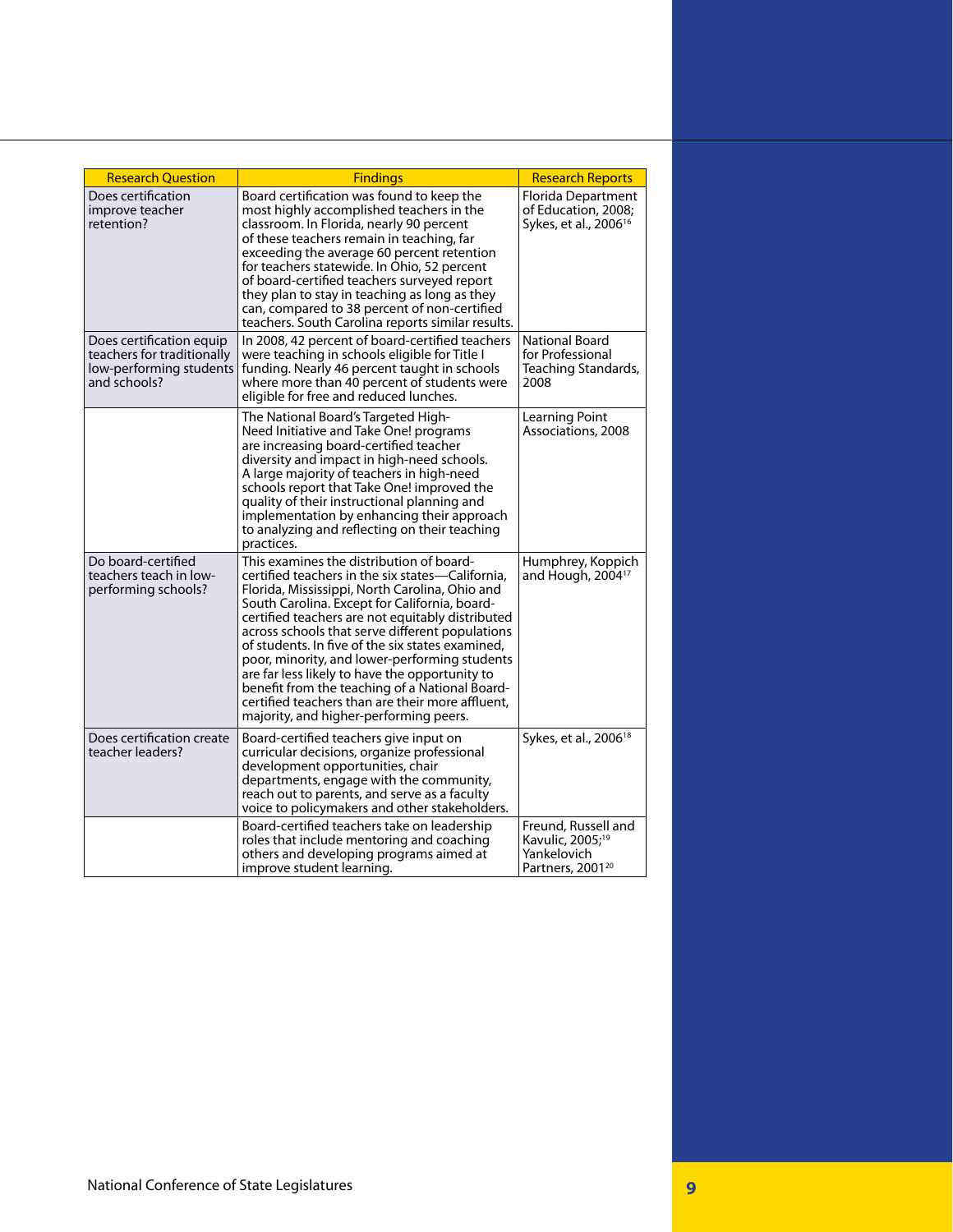| Research Question | Findings | Research Reports |
|---|---|---|
| Does certification improve teacher retention? | Board certification was found to keep the most highly accomplished teachers in the classroom. In Florida, nearly 90 percent of these teachers remain in teaching, far exceeding the average 60 percent retention for teachers statewide. In Ohio, 52 percent of board-certified teachers surveyed report they plan to stay in teaching as long as they can, compared to 38 percent of non-certified teachers. South Carolina reports similar results. | Florida Department of Education, 2008; Sykes, et al., 2006[16] |
| Does certification equip teachers for traditionally low-performing students and schools? | In 2008, 42 percent of board-certified teachers were teaching in schools eligible for Title I funding. Nearly 46 percent taught in schools where more than 40 percent of students were eligible for free and reduced lunches. | National Board for Professional Teaching Standards, 2008 |
| | The National Board's Targeted High-Need Initiative and Take One! programs are increasing board-certified teacher diversity and impact in high-need schools. A large majority of teachers in high-need schools report that Take One! improved the quality of their instructional planning and implementation by enhancing their approach to analyzing and reflecting on their teaching practices. | Learning Point Associations, 2008 |
| Do board-certified teachers teach in low-performing schools? | This examines the distribution of board-certified teachers in the six states—California, Florida, Mississippi, North Carolina, Ohio and South Carolina. Except for California, board-certified teachers are not equitably distributed across schools that serve different populations of students. In five of the six states examined, poor, minority, and lower-performing students are far less likely to have the opportunity to benefit from the teaching of a National Board-certified teachers than are their more affluent, majority, and higher-performing peers. | Humphrey, Koppich and Hough, 2004[17] |
| Does certification create teacher leaders? | Board-certified teachers give input on curricular decisions, organize professional development opportunities, chair departments, engage with the community, reach out to parents, and serve as a faculty voice to policymakers and other stakeholders. | Sykes, et al., 2006[18] |
| | Board-certified teachers take on leadership roles that include mentoring and coaching others and developing programs aimed at improve student learning. | Freund, Russell and Kavulic, 2005;[19] Yankelovich Partners, 2001[20] |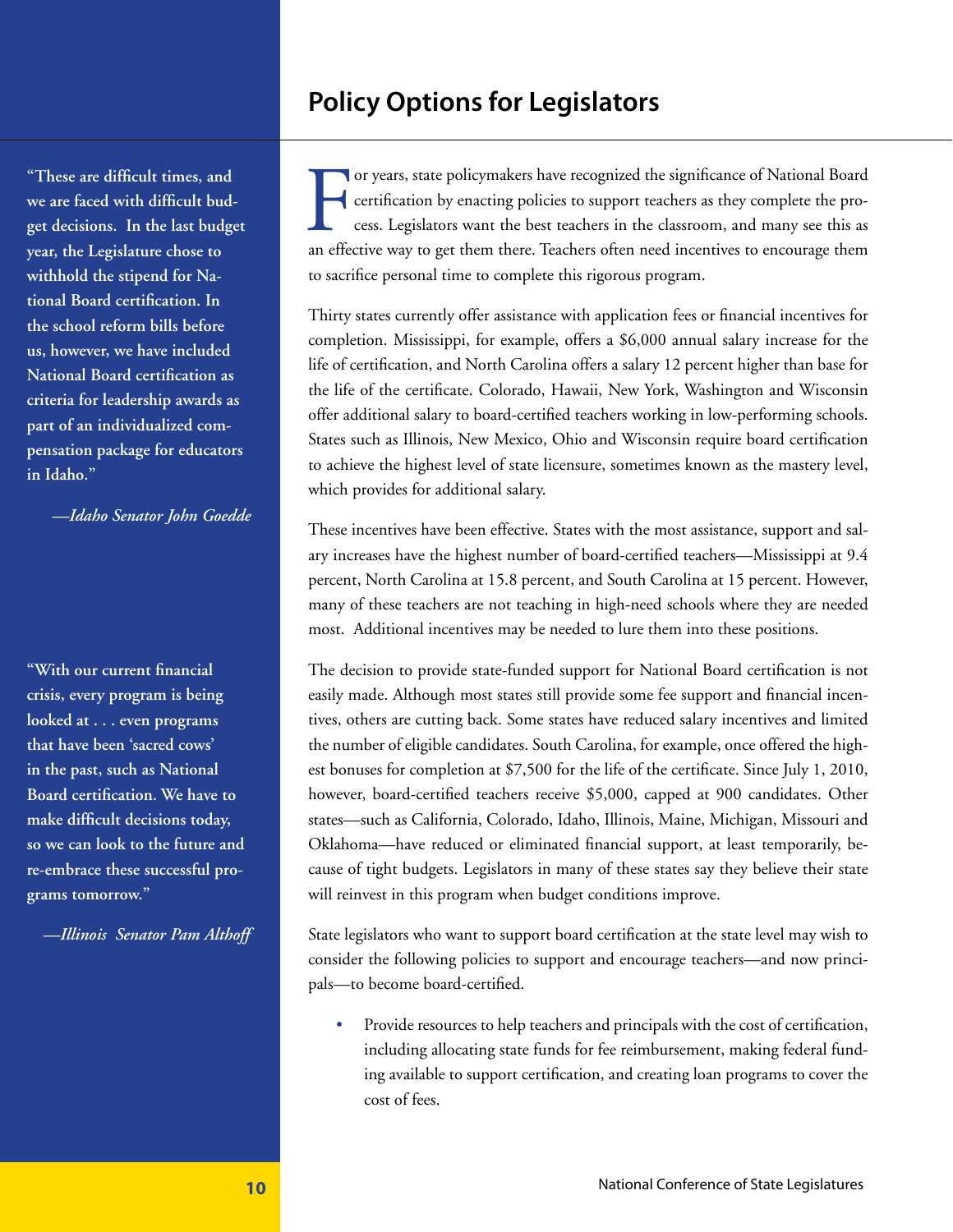## Policy Options for Legislators

> **"These are difficult times, and we are faced with difficult budget decisions. In the last budget year, the Legislature chose to withhold the stipend for National Board certification. In the school reform bills before us, however, we have included National Board certification as criteria for leadership awards as part of an individualized compensation package for educators in Idaho."**
>
> ***—Idaho Senator John Goedde***

For years, state policymakers have recognized the significance of National Board certification by enacting policies to support teachers as they complete the process. Legislators want the best teachers in the classroom, and many see this as an effective way to get them there. Teachers often need incentives to encourage them to sacrifice personal time to complete this rigorous program.

Thirty states currently offer assistance with application fees or financial incentives for completion. Mississippi, for example, offers a $6,000 annual salary increase for the life of certification, and North Carolina offers a salary 12 percent higher than base for the life of the certificate. Colorado, Hawaii, New York, Washington and Wisconsin offer additional salary to board-certified teachers working in low-performing schools. States such as Illinois, New Mexico, Ohio and Wisconsin require board certification to achieve the highest level of state licensure, sometimes known as the mastery level, which provides for additional salary.

These incentives have been effective. States with the most assistance, support and salary increases have the highest number of board-certified teachers—Mississippi at 9.4 percent, North Carolina at 15.8 percent, and South Carolina at 15 percent. However, many of these teachers are not teaching in high-need schools where they are needed most. Additional incentives may be needed to lure them into these positions.

> **"With our current financial crisis, every program is being looked at . . . even programs that have been 'sacred cows' in the past, such as National Board certification. We have to make difficult decisions today, so we can look to the future and re-embrace these successful programs tomorrow."**
>
> ***—Illinois Senator Pam Althoff***

The decision to provide state-funded support for National Board certification is not easily made. Although most states still provide some fee support and financial incentives, others are cutting back. Some states have reduced salary incentives and limited the number of eligible candidates. South Carolina, for example, once offered the highest bonuses for completion at $7,500 for the life of the certificate. Since July 1, 2010, however, board-certified teachers receive $5,000, capped at 900 candidates. Other states—such as California, Colorado, Idaho, Illinois, Maine, Michigan, Missouri and Oklahoma—have reduced or eliminated financial support, at least temporarily, because of tight budgets. Legislators in many of these states say they believe their state will reinvest in this program when budget conditions improve.

State legislators who want to support board certification at the state level may wish to consider the following policies to support and encourage teachers—and now principals—to become board-certified.

- Provide resources to help teachers and principals with the cost of certification, including allocating state funds for fee reimbursement, making federal funding available to support certification, and creating loan programs to cover the cost of fees.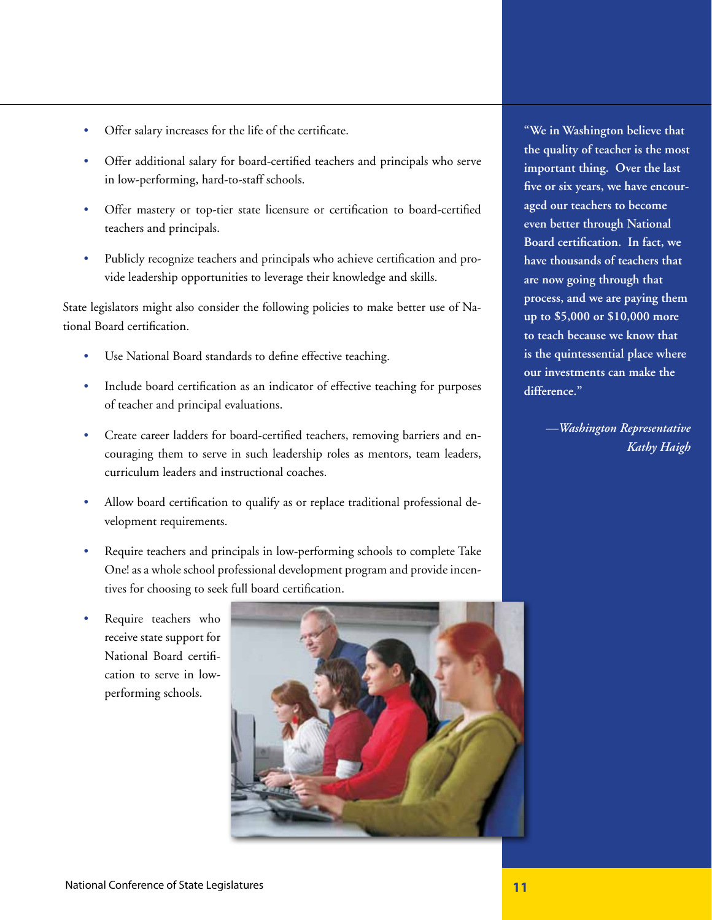- Offer salary increases for the life of the certificate.
- Offer additional salary for board-certified teachers and principals who serve in low-performing, hard-to-staff schools.
- Offer mastery or top-tier state licensure or certification to board-certified teachers and principals.
- Publicly recognize teachers and principals who achieve certification and provide leadership opportunities to leverage their knowledge and skills.

State legislators might also consider the following policies to make better use of National Board certification.

- Use National Board standards to define effective teaching.
- Include board certification as an indicator of effective teaching for purposes of teacher and principal evaluations.
- Create career ladders for board-certified teachers, removing barriers and encouraging them to serve in such leadership roles as mentors, team leaders, curriculum leaders and instructional coaches.
- Allow board certification to qualify as or replace traditional professional development requirements.
- Require teachers and principals in low-performing schools to complete Take One! as a whole school professional development program and provide incentives for choosing to seek full board certification.
- Require teachers who receive state support for National Board certification to serve in low-performing schools.

**"We in Washington believe that the quality of teacher is the most important thing. Over the last five or six years, we have encouraged our teachers to become even better through National Board certification. In fact, we have thousands of teachers that are now going through that process, and we are paying them up to $5,000 or $10,000 more to teach because we know that is the quintessential place where our investments can make the difference."**

*—Washington Representative Kathy Haigh*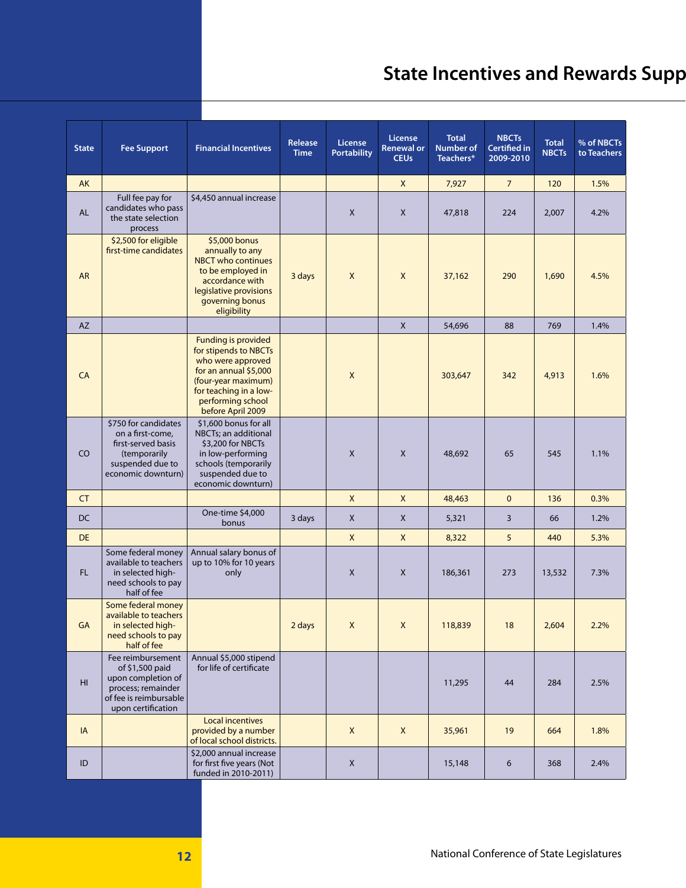# State Incentives and Rewards Supp

| State | Fee Support | Financial Incentives | Release Time | License Portability | License Renewal or CEUs | Total Number of Teachers* | NBCTs Certified in 2009-2010 | Total NBCTs | % of NBCTs to Teachers |
|---|---|---|---|---|---|---|---|---|---|
| AK | | | | | X | 7,927 | 7 | 120 | 1.5% |
| AL | Full fee pay for candidates who pass the state selection process | $4,450 annual increase | | X | X | 47,818 | 224 | 2,007 | 4.2% |
| AR | $2,500 for eligible first-time candidates | $5,000 bonus annually to any NBCT who continues to be employed in accordance with legislative provisions governing bonus eligibility | 3 days | X | X | 37,162 | 290 | 1,690 | 4.5% |
| AZ | | | | | X | 54,696 | 88 | 769 | 1.4% |
| CA | | Funding is provided for stipends to NBCTs who were approved for an annual $5,000 (four-year maximum) for teaching in a low-performing school before April 2009 | | X | | 303,647 | 342 | 4,913 | 1.6% |
| CO | $750 for candidates on a first-come, first-served basis (temporarily suspended due to economic downturn) | $1,600 bonus for all NBCTs; an additional $3,200 for NBCTs in low-performing schools (temporarily suspended due to economic downturn) | | X | X | 48,692 | 65 | 545 | 1.1% |
| CT | | | | X | X | 48,463 | 0 | 136 | 0.3% |
| DC | | One-time $4,000 bonus | 3 days | X | X | 5,321 | 3 | 66 | 1.2% |
| DE | | | | X | X | 8,322 | 5 | 440 | 5.3% |
| FL | Some federal money available to teachers in selected high-need schools to pay half of fee | Annual salary bonus of up to 10% for 10 years only | | X | X | 186,361 | 273 | 13,532 | 7.3% |
| GA | Some federal money available to teachers in selected high-need schools to pay half of fee | | 2 days | X | X | 118,839 | 18 | 2,604 | 2.2% |
| HI | Fee reimbursement of $1,500 paid upon completion of process; remainder of fee is reimbursable upon certification | Annual $5,000 stipend for life of certificate | | | | 11,295 | 44 | 284 | 2.5% |
| IA | | Local incentives provided by a number of local school districts. | | X | X | 35,961 | 19 | 664 | 1.8% |
| ID | | $2,000 annual increase for first five years (Not funded in 2010-2011) | | X | | 15,148 | 6 | 368 | 2.4% |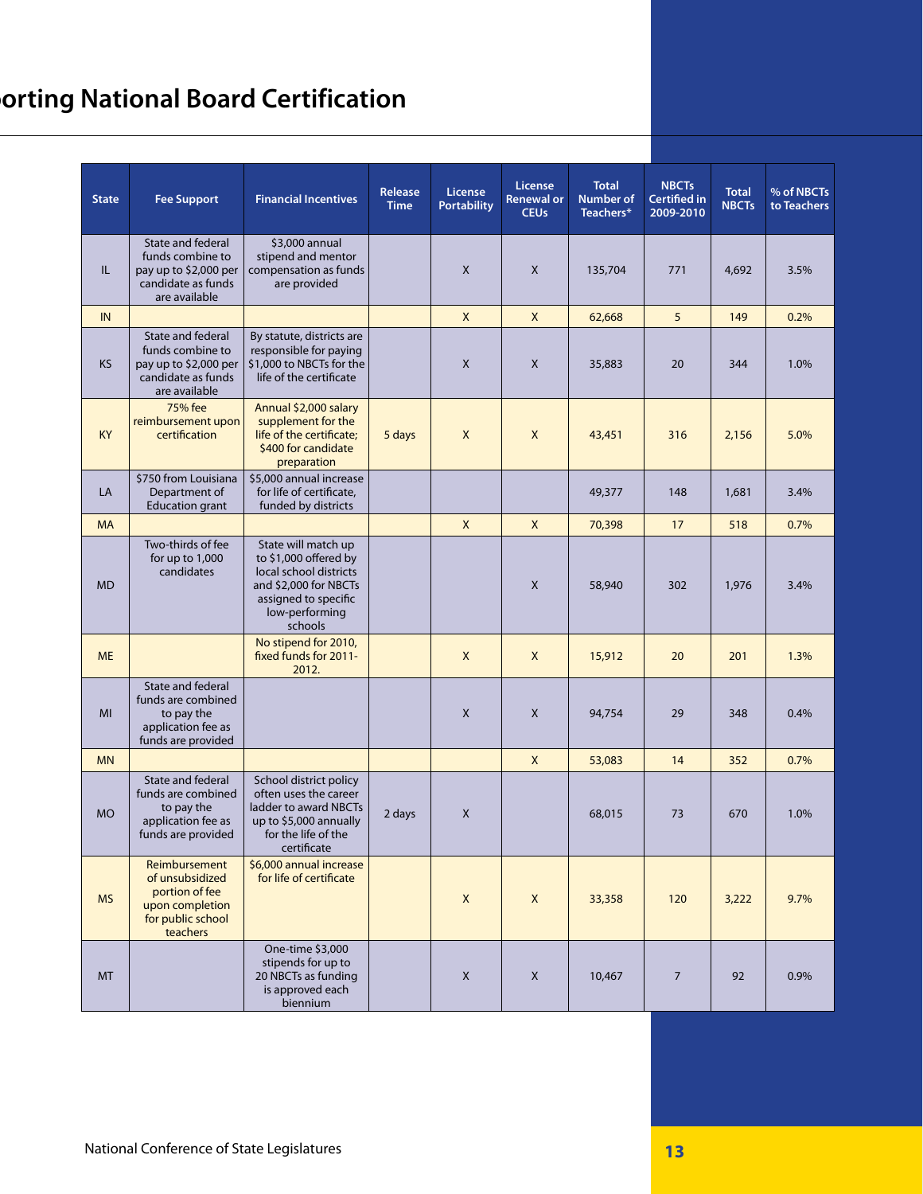# orting National Board Certification

| State | Fee Support | Financial Incentives | Release Time | License Portability | License Renewal or CEUs | Total Number of Teachers* | NBCTs Certified in 2009-2010 | Total NBCTs | % of NBCTs to Teachers |
|---|---|---|---|---|---|---|---|---|---|
| IL | State and federal funds combine to pay up to $2,000 per candidate as funds are available | $3,000 annual stipend and mentor compensation as funds are provided | | X | X | 135,704 | 771 | 4,692 | 3.5% |
| IN | | | | X | X | 62,668 | 5 | 149 | 0.2% |
| KS | State and federal funds combine to pay up to $2,000 per candidate as funds are available | By statute, districts are responsible for paying $1,000 to NBCTs for the life of the certificate | | X | X | 35,883 | 20 | 344 | 1.0% |
| KY | 75% fee reimbursement upon certification | Annual $2,000 salary supplement for the life of the certificate; $400 for candidate preparation | 5 days | X | X | 43,451 | 316 | 2,156 | 5.0% |
| LA | $750 from Louisiana Department of Education grant | $5,000 annual increase for life of certificate, funded by districts | | | | 49,377 | 148 | 1,681 | 3.4% |
| MA | | | | X | X | 70,398 | 17 | 518 | 0.7% |
| MD | Two-thirds of fee for up to 1,000 candidates | State will match up to $1,000 offered by local school districts and $2,000 for NBCTs assigned to specific low-performing schools | | | X | 58,940 | 302 | 1,976 | 3.4% |
| ME | | No stipend for 2010, fixed funds for 2011-2012. | | X | X | 15,912 | 20 | 201 | 1.3% |
| MI | State and federal funds are combined to pay the application fee as funds are provided | | | X | X | 94,754 | 29 | 348 | 0.4% |
| MN | | | | | X | 53,083 | 14 | 352 | 0.7% |
| MO | State and federal funds are combined to pay the application fee as funds are provided | School district policy often uses the career ladder to award NBCTs up to $5,000 annually for the life of the certificate | 2 days | X | | 68,015 | 73 | 670 | 1.0% |
| MS | Reimbursement of unsubsidized portion of fee upon completion for public school teachers | $6,000 annual increase for life of certificate | | X | X | 33,358 | 120 | 3,222 | 9.7% |
| MT | | One-time $3,000 stipends for up to 20 NBCTs as funding is approved each biennium | | X | X | 10,467 | 7 | 92 | 0.9% |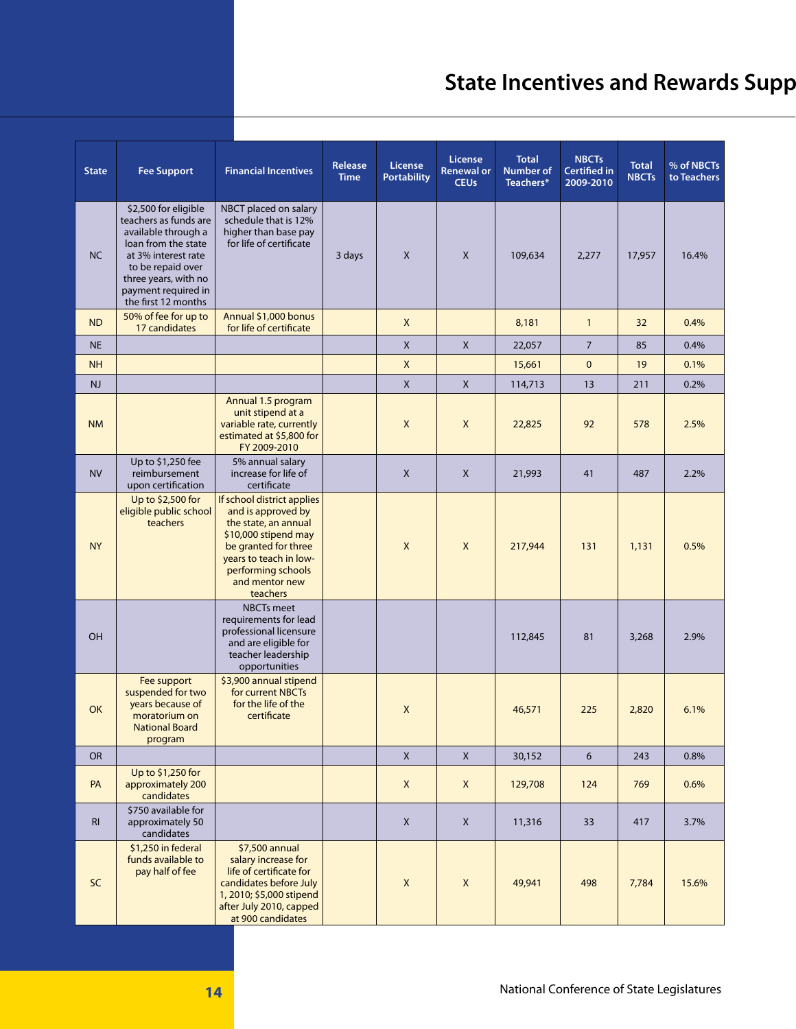# State Incentives and Rewards Supp

| State | Fee Support | Financial Incentives | Release Time | License Portability | License Renewal or CEUs | Total Number of Teachers* | NBCTs Certified in 2009-2010 | Total NBCTs | % of NBCTs to Teachers |
|---|---|---|---|---|---|---|---|---|---|
| NC | $2,500 for eligible teachers as funds are available through a loan from the state at 3% interest rate to be repaid over three years, with no payment required in the first 12 months | NBCT placed on salary schedule that is 12% higher than base pay for life of certificate | 3 days | X | X | 109,634 | 2,277 | 17,957 | 16.4% |
| ND | 50% of fee for up to 17 candidates | Annual $1,000 bonus for life of certificate | | X | | 8,181 | 1 | 32 | 0.4% |
| NE | | | | X | X | 22,057 | 7 | 85 | 0.4% |
| NH | | | | X | | 15,661 | 0 | 19 | 0.1% |
| NJ | | | | X | X | 114,713 | 13 | 211 | 0.2% |
| NM | | Annual 1.5 program unit stipend at a variable rate, currently estimated at $5,800 for FY 2009-2010 | | X | X | 22,825 | 92 | 578 | 2.5% |
| NV | Up to $1,250 fee reimbursement upon certification | 5% annual salary increase for life of certificate | | X | X | 21,993 | 41 | 487 | 2.2% |
| NY | Up to $2,500 for eligible public school teachers | If school district applies and is approved by the state, an annual $10,000 stipend may be granted for three years to teach in low-performing schools and mentor new teachers | | X | X | 217,944 | 131 | 1,131 | 0.5% |
| OH | | NBCTs meet requirements for lead professional licensure and are eligible for teacher leadership opportunities | | | | 112,845 | 81 | 3,268 | 2.9% |
| OK | Fee support suspended for two years because of moratorium on National Board program | $3,900 annual stipend for current NBCTs for the life of the certificate | | X | | 46,571 | 225 | 2,820 | 6.1% |
| OR | | | | X | X | 30,152 | 6 | 243 | 0.8% |
| PA | Up to $1,250 for approximately 200 candidates | | | X | X | 129,708 | 124 | 769 | 0.6% |
| RI | $750 available for approximately 50 candidates | | | X | X | 11,316 | 33 | 417 | 3.7% |
| SC | $1,250 in federal funds available to pay half of fee | $7,500 annual salary increase for life of certificate for candidates before July 1, 2010; $5,000 stipend after July 2010, capped at 900 candidates | | X | X | 49,941 | 498 | 7,784 | 15.6% |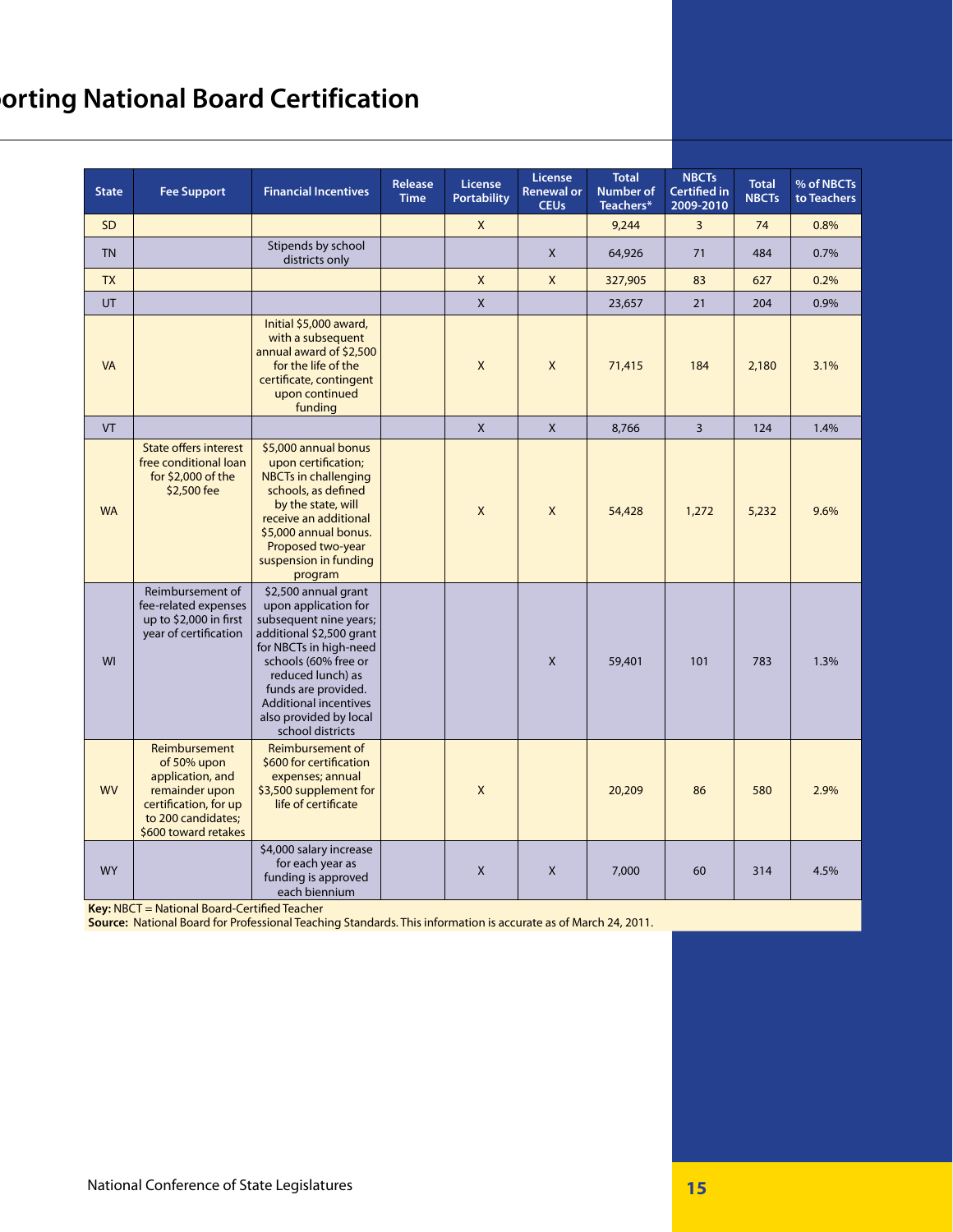# orting National Board Certification

| State | Fee Support | Financial Incentives | Release Time | License Portability | License Renewal or CEUs | Total Number of Teachers* | NBCTs Certified in 2009-2010 | Total NBCTs | % of NBCTs to Teachers |
|---|---|---|---|---|---|---|---|---|---|
| SD | | | | X | | 9,244 | 3 | 74 | 0.8% |
| TN | | Stipends by school districts only | | | X | 64,926 | 71 | 484 | 0.7% |
| TX | | | | X | X | 327,905 | 83 | 627 | 0.2% |
| UT | | | | X | | 23,657 | 21 | 204 | 0.9% |
| VA | | Initial $5,000 award, with a subsequent annual award of $2,500 for the life of the certificate, contingent upon continued funding | | X | X | 71,415 | 184 | 2,180 | 3.1% |
| VT | | | | X | X | 8,766 | 3 | 124 | 1.4% |
| WA | State offers interest free conditional loan for $2,000 of the $2,500 fee | $5,000 annual bonus upon certification; NBCTs in challenging schools, as defined by the state, will receive an additional $5,000 annual bonus. Proposed two-year suspension in funding program | | X | X | 54,428 | 1,272 | 5,232 | 9.6% |
| WI | Reimbursement of fee-related expenses up to $2,000 in first year of certification | $2,500 annual grant upon application for subsequent nine years; additional $2,500 grant for NBCTs in high-need schools (60% free or reduced lunch) as funds are provided. Additional incentives also provided by local school districts | | | X | 59,401 | 101 | 783 | 1.3% |
| WV | Reimbursement of 50% upon application, and remainder upon certification, for up to 200 candidates; $600 toward retakes | Reimbursement of $600 for certification expenses; annual $3,500 supplement for life of certificate | | X | | 20,209 | 86 | 580 | 2.9% |
| WY | | $4,000 salary increase for each year as funding is approved each biennium | | X | X | 7,000 | 60 | 314 | 4.5% |

**Key:** NBCT = National Board-Certified Teacher
**Source:** National Board for Professional Teaching Standards. This information is accurate as of March 24, 2011.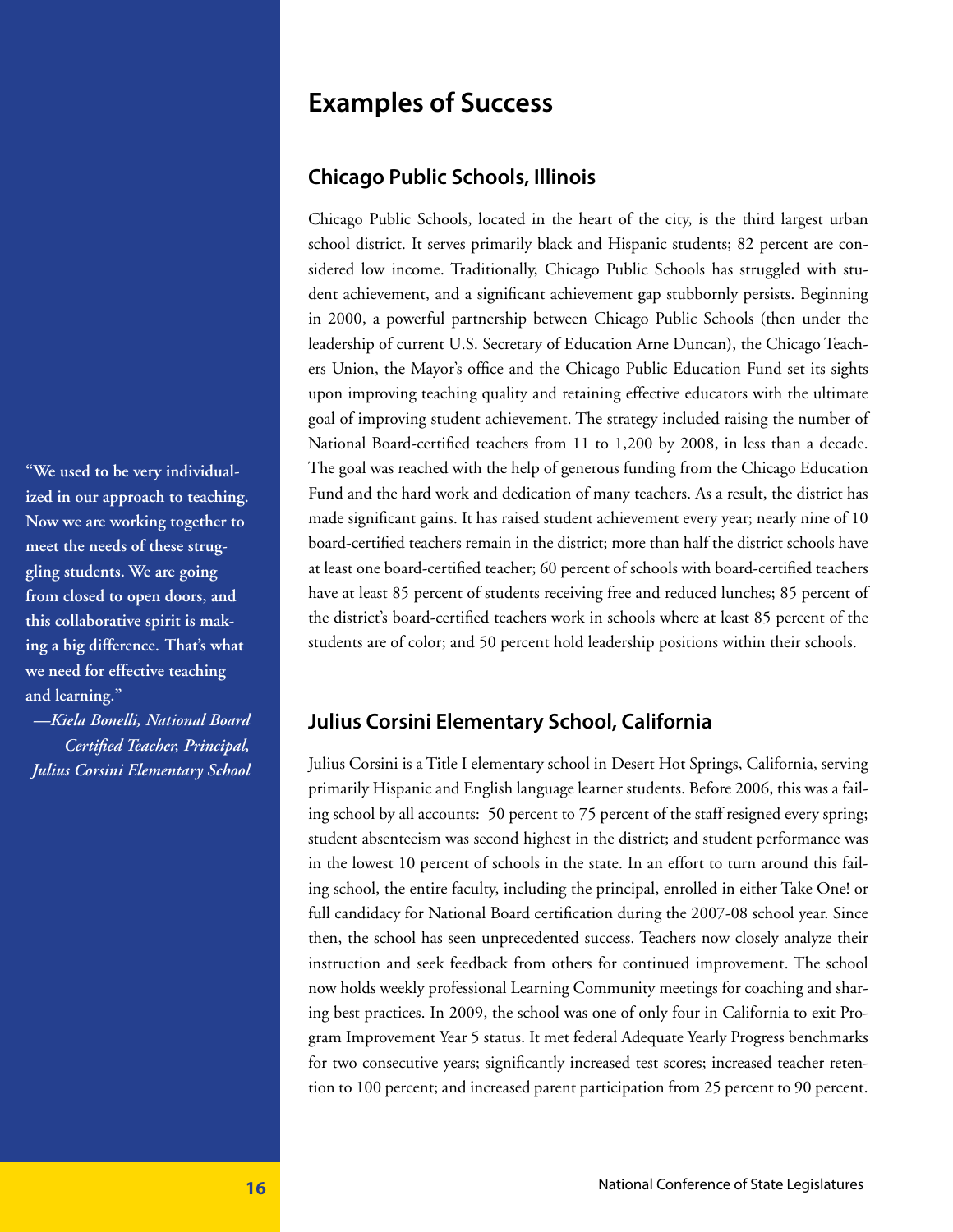# Examples of Success

## Chicago Public Schools, Illinois

Chicago Public Schools, located in the heart of the city, is the third largest urban school district. It serves primarily black and Hispanic students; 82 percent are considered low income. Traditionally, Chicago Public Schools has struggled with student achievement, and a significant achievement gap stubbornly persists. Beginning in 2000, a powerful partnership between Chicago Public Schools (then under the leadership of current U.S. Secretary of Education Arne Duncan), the Chicago Teachers Union, the Mayor's office and the Chicago Public Education Fund set its sights upon improving teaching quality and retaining effective educators with the ultimate goal of improving student achievement. The strategy included raising the number of National Board-certified teachers from 11 to 1,200 by 2008, in less than a decade. The goal was reached with the help of generous funding from the Chicago Education Fund and the hard work and dedication of many teachers. As a result, the district has made significant gains. It has raised student achievement every year; nearly nine of 10 board-certified teachers remain in the district; more than half the district schools have at least one board-certified teacher; 60 percent of schools with board-certified teachers have at least 85 percent of students receiving free and reduced lunches; 85 percent of the district's board-certified teachers work in schools where at least 85 percent of the students are of color; and 50 percent hold leadership positions within their schools.

**"We used to be very individualized in our approach to teaching. Now we are working together to meet the needs of these struggling students. We are going from closed to open doors, and this collaborative spirit is making a big difference. That's what we need for effective teaching and learning."**

***—Kiela Bonelli, National Board Certified Teacher, Principal, Julius Corsini Elementary School***

## Julius Corsini Elementary School, California

Julius Corsini is a Title I elementary school in Desert Hot Springs, California, serving primarily Hispanic and English language learner students. Before 2006, this was a failing school by all accounts: 50 percent to 75 percent of the staff resigned every spring; student absenteeism was second highest in the district; and student performance was in the lowest 10 percent of schools in the state. In an effort to turn around this failing school, the entire faculty, including the principal, enrolled in either Take One! or full candidacy for National Board certification during the 2007-08 school year. Since then, the school has seen unprecedented success. Teachers now closely analyze their instruction and seek feedback from others for continued improvement. The school now holds weekly professional Learning Community meetings for coaching and sharing best practices. In 2009, the school was one of only four in California to exit Program Improvement Year 5 status. It met federal Adequate Yearly Progress benchmarks for two consecutive years; significantly increased test scores; increased teacher retention to 100 percent; and increased parent participation from 25 percent to 90 percent.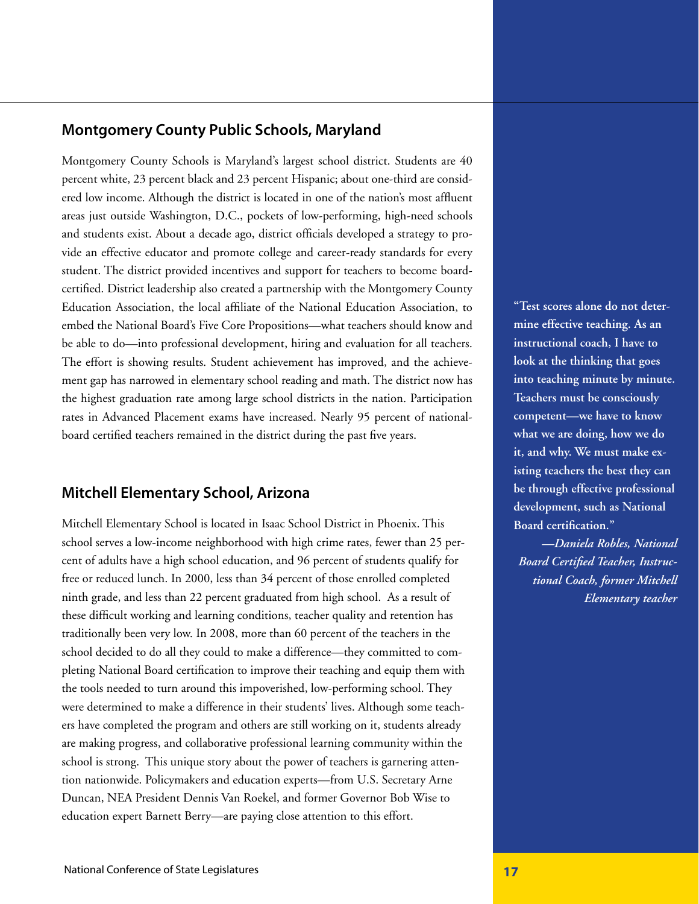## Montgomery County Public Schools, Maryland

Montgomery County Schools is Maryland's largest school district. Students are 40 percent white, 23 percent black and 23 percent Hispanic; about one-third are considered low income. Although the district is located in one of the nation's most affluent areas just outside Washington, D.C., pockets of low-performing, high-need schools and students exist. About a decade ago, district officials developed a strategy to provide an effective educator and promote college and career-ready standards for every student. The district provided incentives and support for teachers to become board-certified. District leadership also created a partnership with the Montgomery County Education Association, the local affiliate of the National Education Association, to embed the National Board's Five Core Propositions—what teachers should know and be able to do—into professional development, hiring and evaluation for all teachers. The effort is showing results. Student achievement has improved, and the achievement gap has narrowed in elementary school reading and math. The district now has the highest graduation rate among large school districts in the nation. Participation rates in Advanced Placement exams have increased. Nearly 95 percent of national-board certified teachers remained in the district during the past five years.

## Mitchell Elementary School, Arizona

Mitchell Elementary School is located in Isaac School District in Phoenix. This school serves a low-income neighborhood with high crime rates, fewer than 25 percent of adults have a high school education, and 96 percent of students qualify for free or reduced lunch. In 2000, less than 34 percent of those enrolled completed ninth grade, and less than 22 percent graduated from high school. As a result of these difficult working and learning conditions, teacher quality and retention has traditionally been very low. In 2008, more than 60 percent of the teachers in the school decided to do all they could to make a difference—they committed to completing National Board certification to improve their teaching and equip them with the tools needed to turn around this impoverished, low-performing school. They were determined to make a difference in their students' lives. Although some teachers have completed the program and others are still working on it, students already are making progress, and collaborative professional learning community within the school is strong. This unique story about the power of teachers is garnering attention nationwide. Policymakers and education experts—from U.S. Secretary Arne Duncan, NEA President Dennis Van Roekel, and former Governor Bob Wise to education expert Barnett Berry—are paying close attention to this effort.

**"Test scores alone do not determine effective teaching. As an instructional coach, I have to look at the thinking that goes into teaching minute by minute. Teachers must be consciously competent—we have to know what we are doing, how we do it, and why. We must make existing teachers the best they can be through effective professional development, such as National Board certification."**

***—Daniela Robles, National Board Certified Teacher, Instructional Coach, former Mitchell Elementary teacher***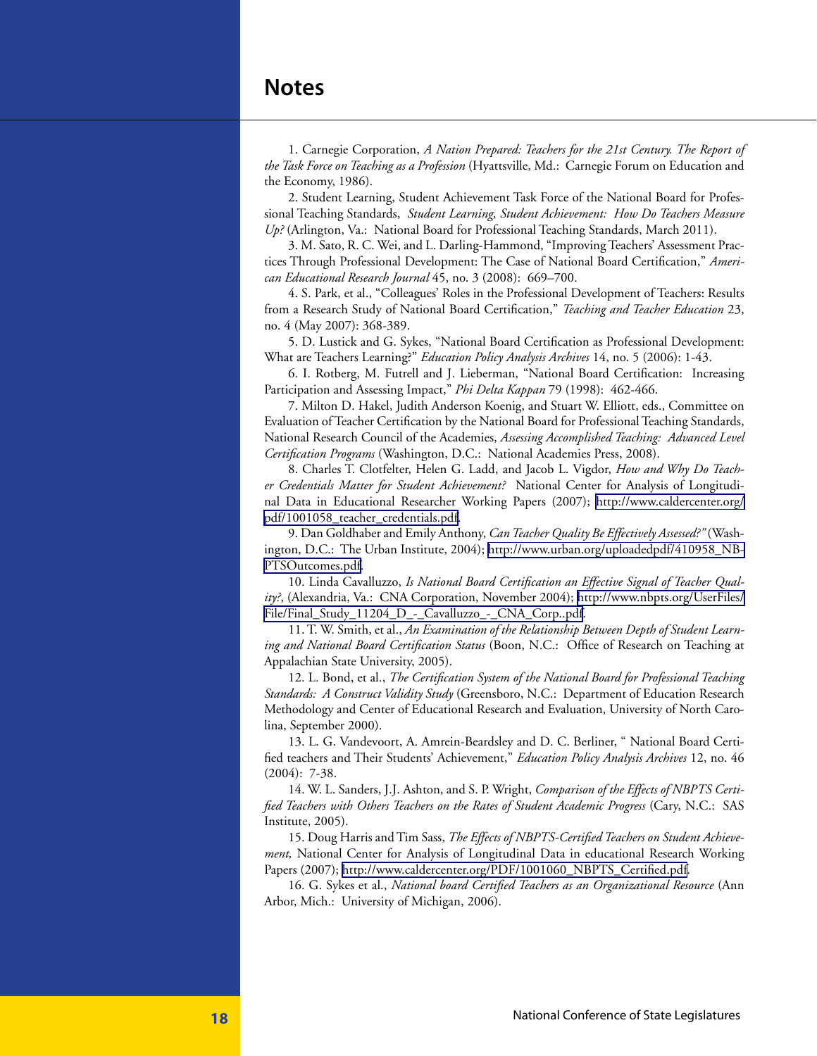# Notes

1. Carnegie Corporation, *A Nation Prepared: Teachers for the 21st Century. The Report of the Task Force on Teaching as a Profession* (Hyattsville, Md.: Carnegie Forum on Education and the Economy, 1986).

2. Student Learning, Student Achievement Task Force of the National Board for Professional Teaching Standards, *Student Learning, Student Achievement: How Do Teachers Measure Up?* (Arlington, Va.: National Board for Professional Teaching Standards, March 2011).

3. M. Sato, R. C. Wei, and L. Darling-Hammond, "Improving Teachers' Assessment Practices Through Professional Development: The Case of National Board Certification," *American Educational Research Journal* 45, no. 3 (2008): 669–700.

4. S. Park, et al., "Colleagues' Roles in the Professional Development of Teachers: Results from a Research Study of National Board Certification," *Teaching and Teacher Education* 23, no. 4 (May 2007): 368-389.

5. D. Lustick and G. Sykes, "National Board Certification as Professional Development: What are Teachers Learning?" *Education Policy Analysis Archives* 14, no. 5 (2006): 1-43.

6. I. Rotberg, M. Futrell and J. Lieberman, "National Board Certification: Increasing Participation and Assessing Impact," *Phi Delta Kappan* 79 (1998): 462-466.

7. Milton D. Hakel, Judith Anderson Koenig, and Stuart W. Elliott, eds., Committee on Evaluation of Teacher Certification by the National Board for Professional Teaching Standards, National Research Council of the Academies, *Assessing Accomplished Teaching: Advanced Level Certification Programs* (Washington, D.C.: National Academies Press, 2008).

8. Charles T. Clotfelter, Helen G. Ladd, and Jacob L. Vigdor, *How and Why Do Teacher Credentials Matter for Student Achievement?* National Center for Analysis of Longitudinal Data in Educational Researcher Working Papers (2007); http://www.caldercenter.org/pdf/1001058_teacher_credentials.pdf.

9. Dan Goldhaber and Emily Anthony, *Can Teacher Quality Be Effectively Assessed?"* (Washington, D.C.: The Urban Institute, 2004); http://www.urban.org/uploadedpdf/410958_NBPTSOutcomes.pdf.

10. Linda Cavalluzzo, *Is National Board Certification an Effective Signal of Teacher Quality?*, (Alexandria, Va.: CNA Corporation, November 2004); http://www.nbpts.org/UserFiles/File/Final_Study_11204_D_-_Cavalluzzo_-_CNA_Corp..pdf.

11. T. W. Smith, et al., *An Examination of the Relationship Between Depth of Student Learning and National Board Certification Status* (Boon, N.C.: Office of Research on Teaching at Appalachian State University, 2005).

12. L. Bond, et al., *The Certification System of the National Board for Professional Teaching Standards: A Construct Validity Study* (Greensboro, N.C.: Department of Education Research Methodology and Center of Educational Research and Evaluation, University of North Carolina, September 2000).

13. L. G. Vandevoort, A. Amrein-Beardsley and D. C. Berliner, " National Board Certified teachers and Their Students' Achievement," *Education Policy Analysis Archives* 12, no. 46 (2004): 7-38.

14. W. L. Sanders, J.J. Ashton, and S. P. Wright, *Comparison of the Effects of NBPTS Certified Teachers with Others Teachers on the Rates of Student Academic Progress* (Cary, N.C.: SAS Institute, 2005).

15. Doug Harris and Tim Sass, *The Effects of NBPTS-Certified Teachers on Student Achievement,* National Center for Analysis of Longitudinal Data in educational Research Working Papers (2007); http://www.caldercenter.org/PDF/1001060_NBPTS_Certified.pdf.

16. G. Sykes et al., *National board Certified Teachers as an Organizational Resource* (Ann Arbor, Mich.: University of Michigan, 2006).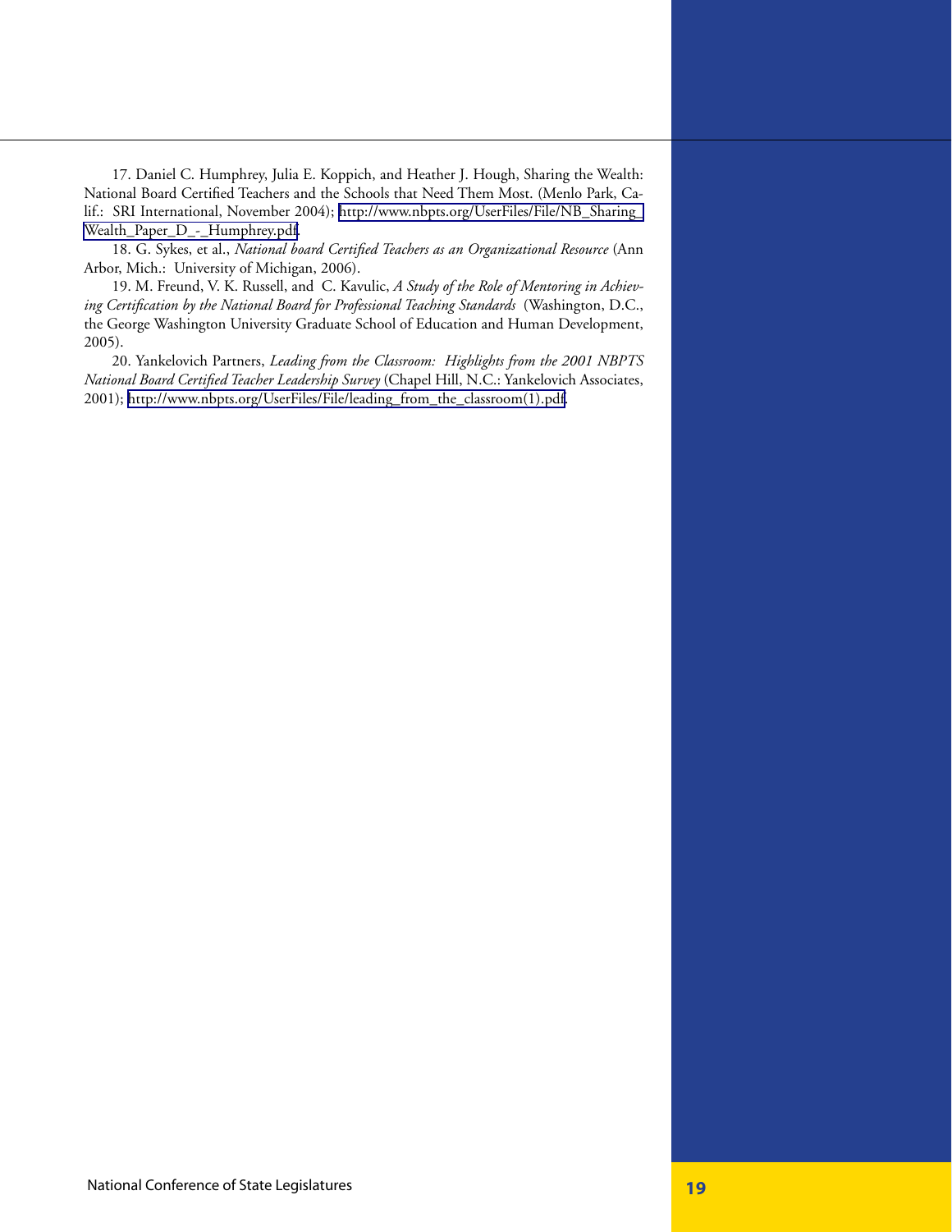17. Daniel C. Humphrey, Julia E. Koppich, and Heather J. Hough, Sharing the Wealth: National Board Certified Teachers and the Schools that Need Them Most. (Menlo Park, Calif.: SRI International, November 2004); http://www.nbpts.org/UserFiles/File/NB_Sharing_Wealth_Paper_D_-_Humphrey.pdf.

18. G. Sykes, et al., *National board Certified Teachers as an Organizational Resource* (Ann Arbor, Mich.: University of Michigan, 2006).

19. M. Freund, V. K. Russell, and C. Kavulic, *A Study of the Role of Mentoring in Achieving Certification by the National Board for Professional Teaching Standards* (Washington, D.C., the George Washington University Graduate School of Education and Human Development, 2005).

20. Yankelovich Partners, *Leading from the Classroom: Highlights from the 2001 NBPTS National Board Certified Teacher Leadership Survey* (Chapel Hill, N.C.: Yankelovich Associates, 2001); http://www.nbpts.org/UserFiles/File/leading_from_the_classroom(1).pdf.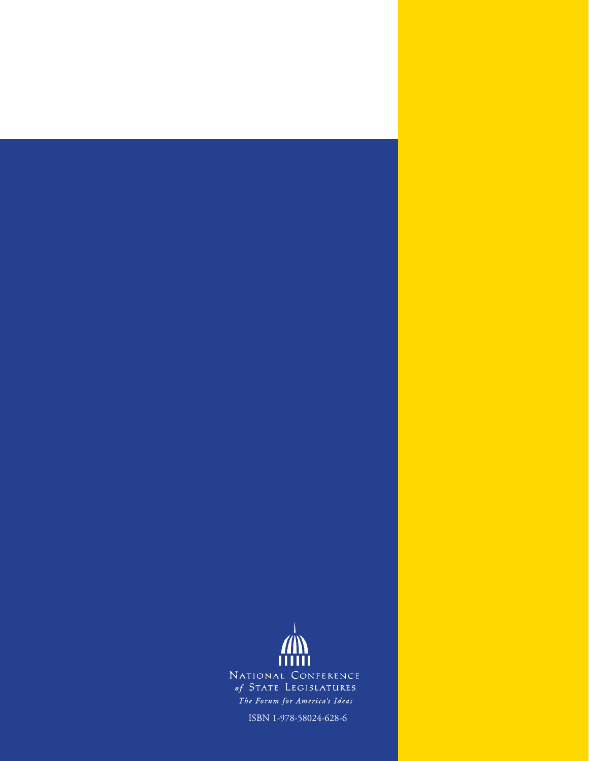NATIONAL CONFERENCE
*of* STATE LEGISLATURES
*The Forum for America's Ideas*

ISBN 1-978-58024-628-6